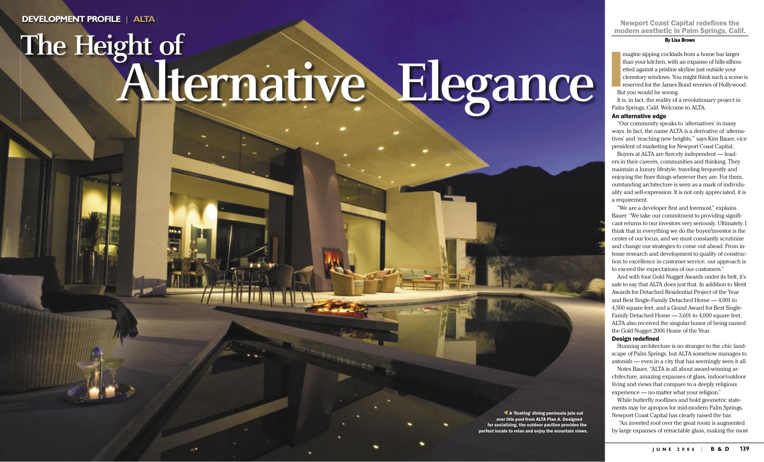**DEVELOPMENT PROFILE | ALTA**

# The Height of Alternative Elegance

◀ A 'floating' dining peninsula juts out over this pool from ALTA Plan A. Designed for socializing, the outdoor pavilion provides the perfect locale to relax and enjoy the mountain views.

**Newport Coast Capital redefines the modern aesthetic in Palm Springs, Calif.**

**By Lisa Brown**

Imagine sipping cocktails from a home bar larger than your kitchen, with an expanse of hills silhouetted against a pristine skyline just outside your clerestory windows. You might think such a scene is reserved for the James Bond reveries of Hollywood. But you would be wrong.

It is, in fact, the reality of a revolutionary project in Palm Springs, Calif. Welcome to ALTA.

### An alternative edge

"Our community speaks to 'alternatives' in many ways. In fact, the name ALTA is a derivative of 'alternatives' and 'reaching new heights,'" says Kim Bauer, vice president of marketing for Newport Coast Capital.

Buyers at ALTA are fiercely independent — leaders in their careers, communities and thinking. They maintain a luxury lifestyle, traveling frequently and enjoying the finer things wherever they are. For them, outstanding architecture is seen as a mark of individuality and self-expression. It is not only appreciated, it is a requirement.

"We are a developer first and foremost," explains Bauer. "We take our commitment to providing significant returns to our investors very seriously. Ultimately, I think that in everything we do the buyer/investor is the center of our focus, and we must constantly scrutinize and change our strategies to come out ahead. From intense research and development to quality of construction to excellence in customer service, our approach is to exceed the expectations of our customers."

And with four Gold Nugget Awards under its belt, it's safe to say that ALTA does just that. In addition to Merit Awards for Detached Residential Project of the Year and Best Single-Family Detached Home — 4,001 to 4,500 square feet, and a Grand Award for Best Single-Family Detached Home — 3,601 to 4,000 square feet, ALTA also received the singular honor of being named the Gold Nugget 2006 Home of the Year.

### Design redefined

Stunning architecture is no stranger to the chic landscape of Palm Springs, but ALTA somehow manages to astonish — even in a city that has seemingly seen it all.

Notes Bauer, "ALTA is all about award-winning architecture, amazing expanses of glass, indoor/outdoor living and views that compare to a deeply religious experience — no matter what your religion."

While butterfly rooflines and bold geometric statements may be apropos for mid-modern Palm Springs, Newport Coast Capital has clearly raised the bar.

"An inverted roof over the great room is augmented by large expanses of retractable glass, making the most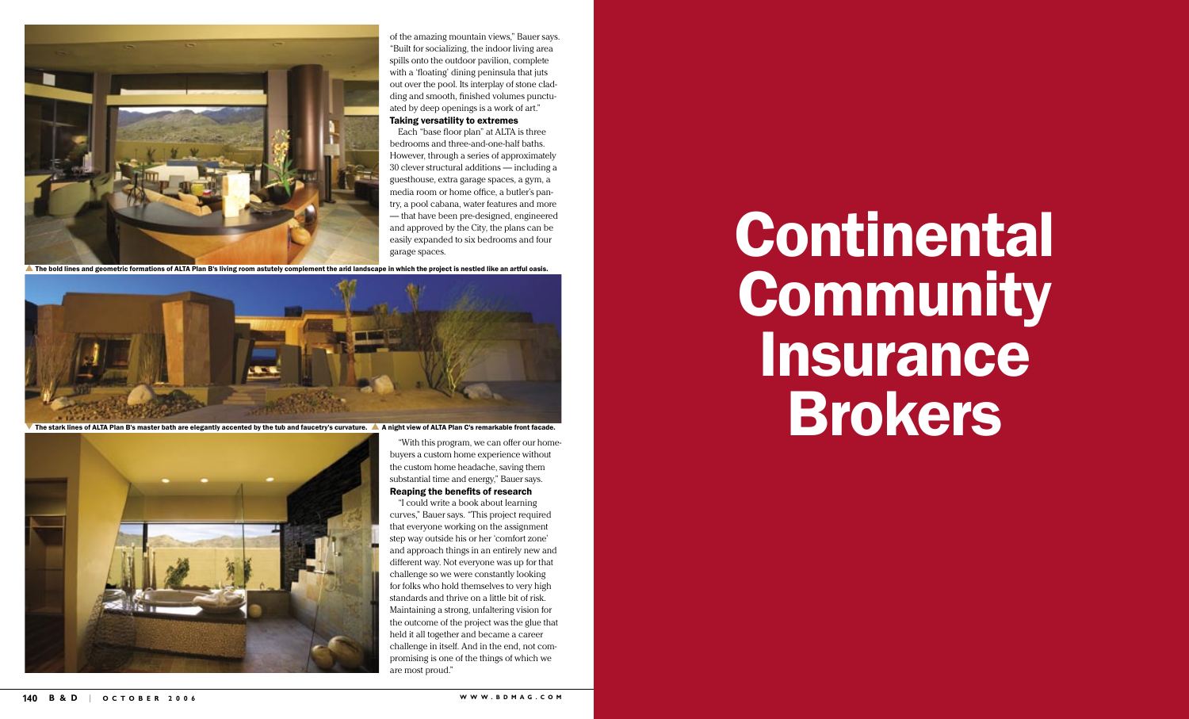of the amazing mountain views," Bauer says. "Built for socializing, the indoor living area spills onto the outdoor pavilion, complete with a 'floating' dining peninsula that juts out over the pool. Its interplay of stone cladding and smooth, finished volumes punctuated by deep openings is a work of art."

### Taking versatility to extremes

Each "base floor plan" at ALTA is three bedrooms and three-and-one-half baths. However, through a series of approximately 30 clever structural additions — including a guesthouse, extra garage spaces, a gym, a media room or home office, a butler's pantry, a pool cabana, water features and more — that have been pre-designed, engineered and approved by the City, the plans can be easily expanded to six bedrooms and four garage spaces.

"With this program, we can offer our homebuyers a custom home experience without the custom home headache, saving them substantial time and energy," Bauer says.

### Reaping the benefits of research

"I could write a book about learning curves," Bauer says. "This project required that everyone working on the assignment step way outside his or her 'comfort zone' and approach things in an entirely new and different way. Not everyone was up for that challenge so we were constantly looking for folks who hold themselves to very high standards and thrive on a little bit of risk. Maintaining a strong, unfaltering vision for the outcome of the project was the glue that held it all together and became a career challenge in itself. And in the end, not compromising is one of the things of which we are most proud."

▲ The bold lines and geometric formations of ALTA Plan B's living room astutely complement the arid landscape in which the project is nestled like an artful oasis.

▼ The stark lines of ALTA Plan B's master bath are elegantly accented by the tub and faucetry's curvature. ▲ A night view of ALTA Plan C's remarkable front facade.

# Continental Community Insurance Brokers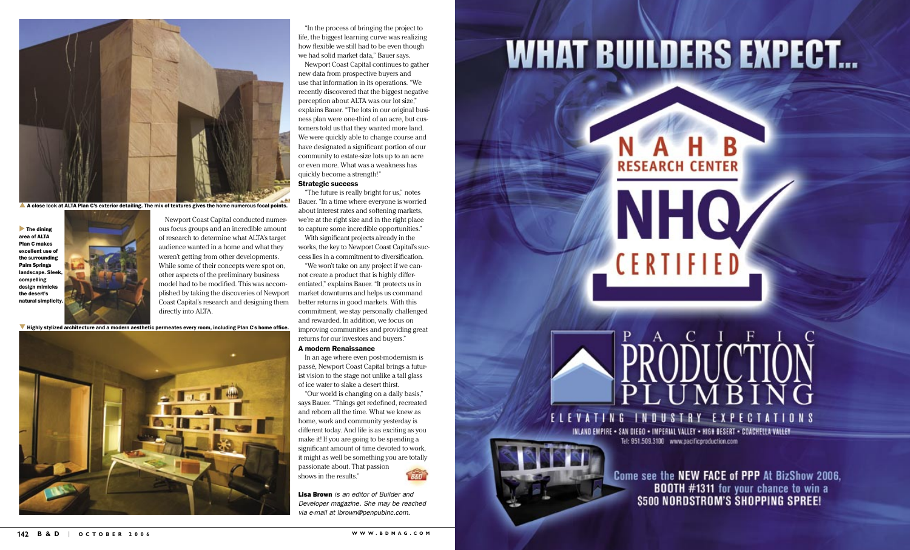▲ A close look at ALTA Plan C's exterior detailing. The mix of textures gives the home numerous focal points.

▶ The dining area of ALTA Plan C makes excellent use of the surrounding Palm Springs landscape. Sleek, compelling design mimicks the desert's natural simplicity.

Newport Coast Capital conducted numerous focus groups and an incredible amount of research to determine what ALTA's target audience wanted in a home and what they weren't getting from other developments. While some of their concepts were spot on, other aspects of the preliminary business model had to be modified. This was accomplished by taking the discoveries of Newport Coast Capital's research and designing them directly into ALTA.

▼ Highly stylized architecture and a modern aesthetic permeates every room, including Plan C's home office.

"In the process of bringing the project to life, the biggest learning curve was realizing how flexible we still had to be even though we had solid market data," Bauer says.

Newport Coast Capital continues to gather new data from prospective buyers and use that information in its operations. "We recently discovered that the biggest negative perception about ALTA was our lot size," explains Bauer. "The lots in our original business plan were one-third of an acre, but customers told us that they wanted more land. We were quickly able to change course and have designated a significant portion of our community to estate-size lots up to an acre or even more. What was a weakness has quickly become a strength!"

### Strategic success

"The future is really bright for us," notes Bauer. "In a time where everyone is worried about interest rates and softening markets, we're at the right size and in the right place to capture some incredible opportunities."

With significant projects already in the works, the key to Newport Coast Capital's success lies in a commitment to diversification.

"We won't take on any project if we cannot create a product that is highly differentiated," explains Bauer. "It protects us in market downturns and helps us command better returns in good markets. With this commitment, we stay personally challenged and rewarded. In addition, we focus on improving communities and providing great returns for our investors and buyers."

### A modern Renaissance

In an age where even post-modernism is passé, Newport Coast Capital brings a futurist vision to the stage not unlike a tall glass of ice water to slake a desert thirst.

"Our world is changing on a daily basis," says Bauer. "Things get redefined, recreated and reborn all the time. What we knew as home, work and community yesterday is different today. And life is as exciting as you make it! If you are going to be spending a significant amount of time devoted to work, it might as well be something you are totally passionate about. That passion shows in the results."

**Lisa Brown** *is an editor of Builder and Developer magazine. She may be reached via e-mail at lbrown@penpubinc.com.*

# WHAT BUILDERS EXPECT...

NAHB RESEARCH CENTER

NHQ CERTIFIED

PACIFIC PRODUCTION PLUMBING

ELEVATING INDUSTRY EXPECTATIONS

INLAND EMPIRE • SAN DIEGO • IMPERIAL VALLEY • HIGH DESERT • COACHELLA VALLEY

Tel: 951.509.3100 www.pacificproduction.com

Come see the NEW FACE of PPP At BizShow 2006, BOOTH #1311 for your chance to win a $500 NORDSTROM'S SHOPPING SPREE!